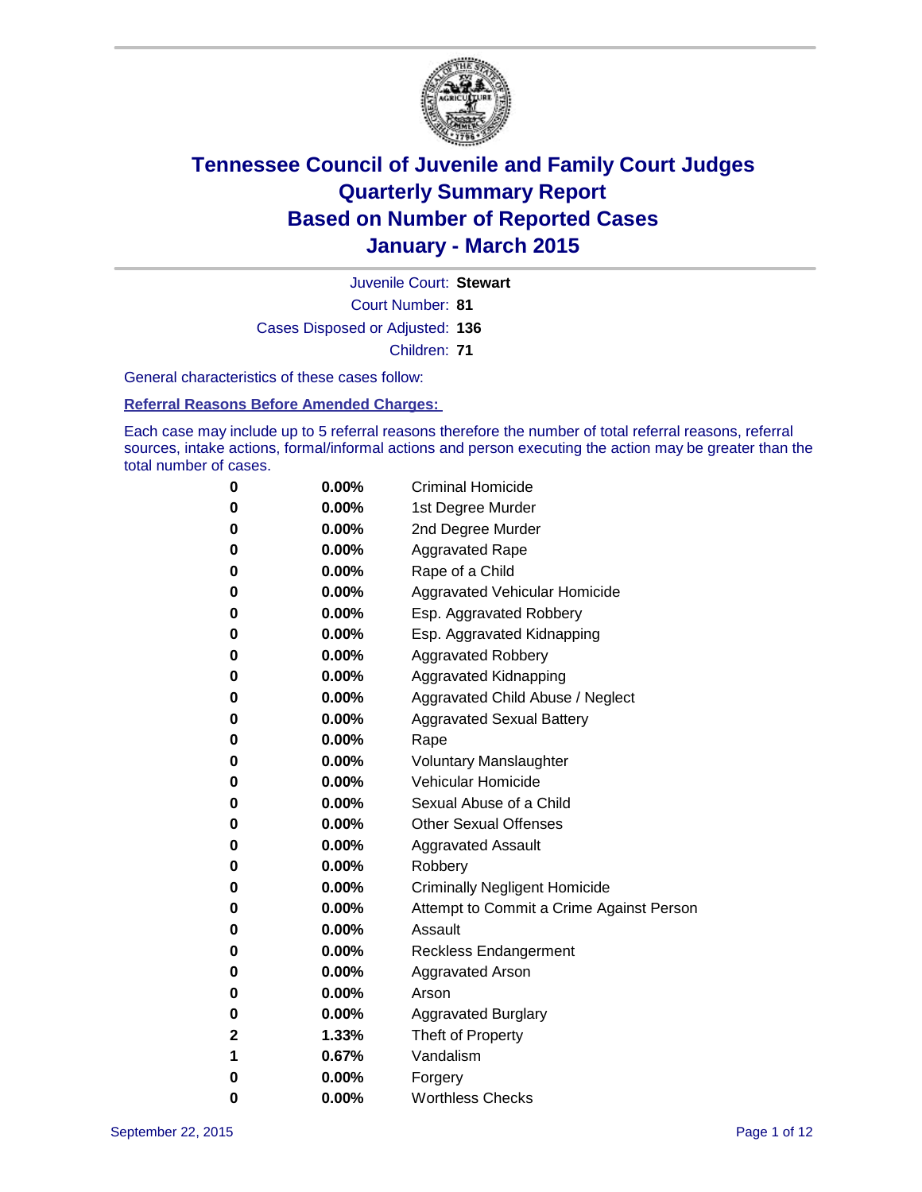# Tennessee Council of Juvenile and Family Court Judges
## Quarterly Summary Report
## Based on Number of Reported Cases
## January - March 2015

Juvenile Court: **Stewart**

Court Number: **81**

Cases Disposed or Adjusted: **136**

Children: **71**

General characteristics of these cases follow:

**Referral Reasons Before Amended Charges:**

Each case may include up to 5 referral reasons therefore the number of total referral reasons, referral sources, intake actions, formal/informal actions and person executing the action may be greater than the total number of cases.

| | | |
|---|---|---|
| **0** | **0.00%** | Criminal Homicide |
| **0** | **0.00%** | 1st Degree Murder |
| **0** | **0.00%** | 2nd Degree Murder |
| **0** | **0.00%** | Aggravated Rape |
| **0** | **0.00%** | Rape of a Child |
| **0** | **0.00%** | Aggravated Vehicular Homicide |
| **0** | **0.00%** | Esp. Aggravated Robbery |
| **0** | **0.00%** | Esp. Aggravated Kidnapping |
| **0** | **0.00%** | Aggravated Robbery |
| **0** | **0.00%** | Aggravated Kidnapping |
| **0** | **0.00%** | Aggravated Child Abuse / Neglect |
| **0** | **0.00%** | Aggravated Sexual Battery |
| **0** | **0.00%** | Rape |
| **0** | **0.00%** | Voluntary Manslaughter |
| **0** | **0.00%** | Vehicular Homicide |
| **0** | **0.00%** | Sexual Abuse of a Child |
| **0** | **0.00%** | Other Sexual Offenses |
| **0** | **0.00%** | Aggravated Assault |
| **0** | **0.00%** | Robbery |
| **0** | **0.00%** | Criminally Negligent Homicide |
| **0** | **0.00%** | Attempt to Commit a Crime Against Person |
| **0** | **0.00%** | Assault |
| **0** | **0.00%** | Reckless Endangerment |
| **0** | **0.00%** | Aggravated Arson |
| **0** | **0.00%** | Arson |
| **0** | **0.00%** | Aggravated Burglary |
| **2** | **1.33%** | Theft of Property |
| **1** | **0.67%** | Vandalism |
| **0** | **0.00%** | Forgery |
| **0** | **0.00%** | Worthless Checks |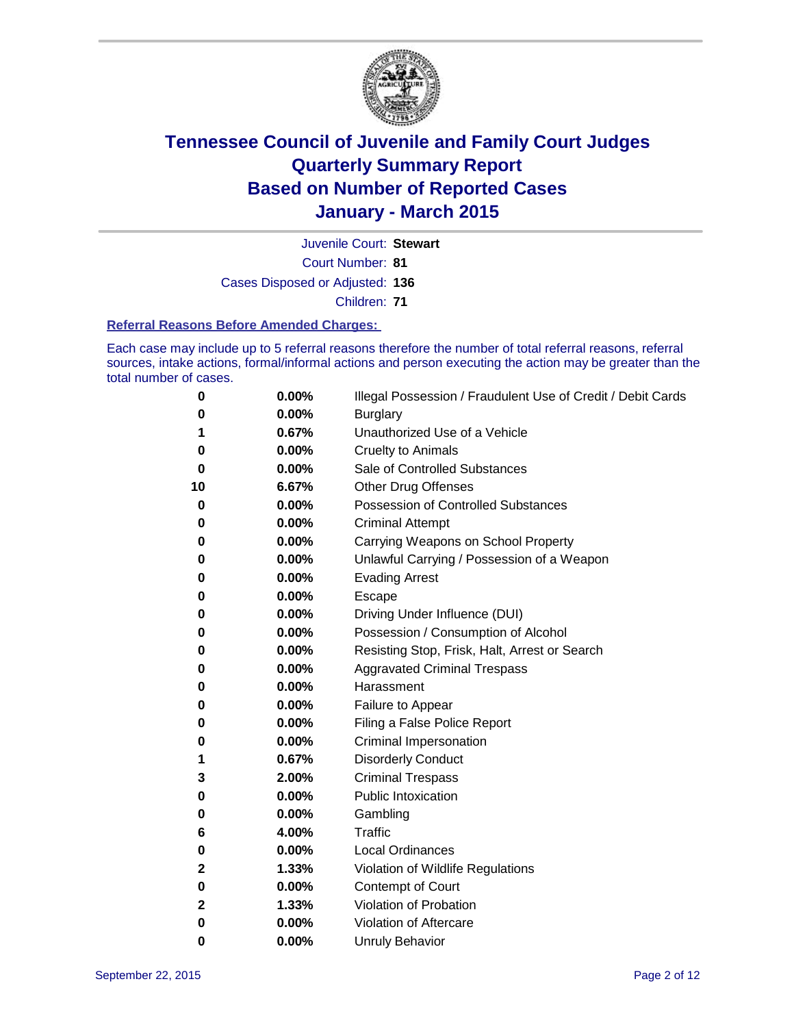# Tennessee Council of Juvenile and Family Court Judges
## Quarterly Summary Report
## Based on Number of Reported Cases
## January - March 2015

Juvenile Court: **Stewart**
Court Number: **81**
Cases Disposed or Adjusted: **136**
Children: **71**

### Referral Reasons Before Amended Charges:

Each case may include up to 5 referral reasons therefore the number of total referral reasons, referral sources, intake actions, formal/informal actions and person executing the action may be greater than the total number of cases.

| Count | Percent | Referral Reason |
|---|---|---|
| 0 | 0.00% | Illegal Possession / Fraudulent Use of Credit / Debit Cards |
| 0 | 0.00% | Burglary |
| 1 | 0.67% | Unauthorized Use of a Vehicle |
| 0 | 0.00% | Cruelty to Animals |
| 0 | 0.00% | Sale of Controlled Substances |
| 10 | 6.67% | Other Drug Offenses |
| 0 | 0.00% | Possession of Controlled Substances |
| 0 | 0.00% | Criminal Attempt |
| 0 | 0.00% | Carrying Weapons on School Property |
| 0 | 0.00% | Unlawful Carrying / Possession of a Weapon |
| 0 | 0.00% | Evading Arrest |
| 0 | 0.00% | Escape |
| 0 | 0.00% | Driving Under Influence (DUI) |
| 0 | 0.00% | Possession / Consumption of Alcohol |
| 0 | 0.00% | Resisting Stop, Frisk, Halt, Arrest or Search |
| 0 | 0.00% | Aggravated Criminal Trespass |
| 0 | 0.00% | Harassment |
| 0 | 0.00% | Failure to Appear |
| 0 | 0.00% | Filing a False Police Report |
| 0 | 0.00% | Criminal Impersonation |
| 1 | 0.67% | Disorderly Conduct |
| 3 | 2.00% | Criminal Trespass |
| 0 | 0.00% | Public Intoxication |
| 0 | 0.00% | Gambling |
| 6 | 4.00% | Traffic |
| 0 | 0.00% | Local Ordinances |
| 2 | 1.33% | Violation of Wildlife Regulations |
| 0 | 0.00% | Contempt of Court |
| 2 | 1.33% | Violation of Probation |
| 0 | 0.00% | Violation of Aftercare |
| 0 | 0.00% | Unruly Behavior |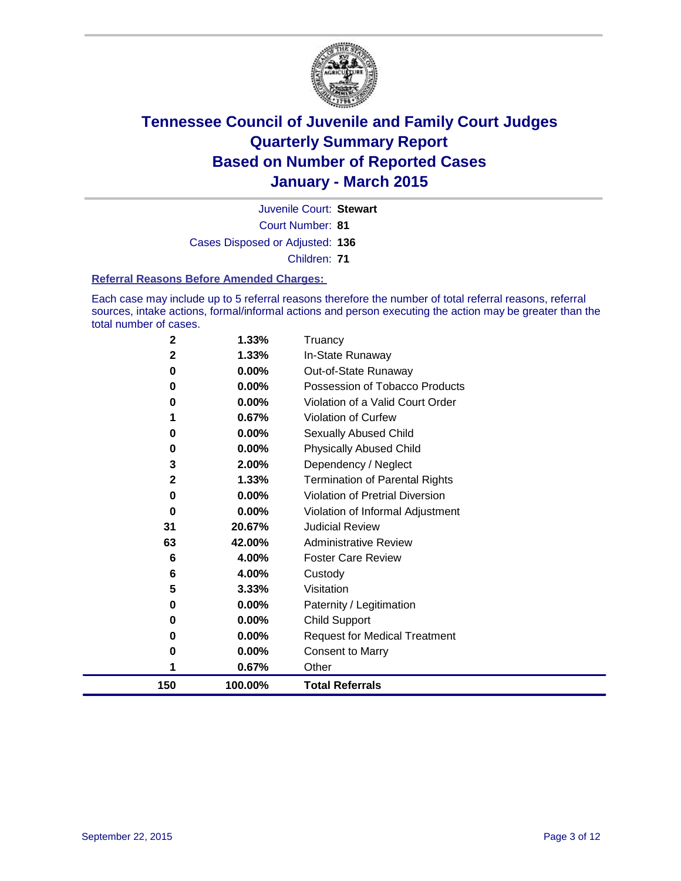# Tennessee Council of Juvenile and Family Court Judges
## Quarterly Summary Report
## Based on Number of Reported Cases
## January - March 2015

Juvenile Court: **Stewart**

Court Number: **81**

Cases Disposed or Adjusted: **136**

Children: **71**

### Referral Reasons Before Amended Charges:

Each case may include up to 5 referral reasons therefore the number of total referral reasons, referral sources, intake actions, formal/informal actions and person executing the action may be greater than the total number of cases.

| Count | Percent | Referral Reason |
|---|---|---|
| 2 | 1.33% | Truancy |
| 2 | 1.33% | In-State Runaway |
| 0 | 0.00% | Out-of-State Runaway |
| 0 | 0.00% | Possession of Tobacco Products |
| 0 | 0.00% | Violation of a Valid Court Order |
| 1 | 0.67% | Violation of Curfew |
| 0 | 0.00% | Sexually Abused Child |
| 0 | 0.00% | Physically Abused Child |
| 3 | 2.00% | Dependency / Neglect |
| 2 | 1.33% | Termination of Parental Rights |
| 0 | 0.00% | Violation of Pretrial Diversion |
| 0 | 0.00% | Violation of Informal Adjustment |
| 31 | 20.67% | Judicial Review |
| 63 | 42.00% | Administrative Review |
| 6 | 4.00% | Foster Care Review |
| 6 | 4.00% | Custody |
| 5 | 3.33% | Visitation |
| 0 | 0.00% | Paternity / Legitimation |
| 0 | 0.00% | Child Support |
| 0 | 0.00% | Request for Medical Treatment |
| 0 | 0.00% | Consent to Marry |
| 1 | 0.67% | Other |
| **150** | **100.00%** | **Total Referrals** |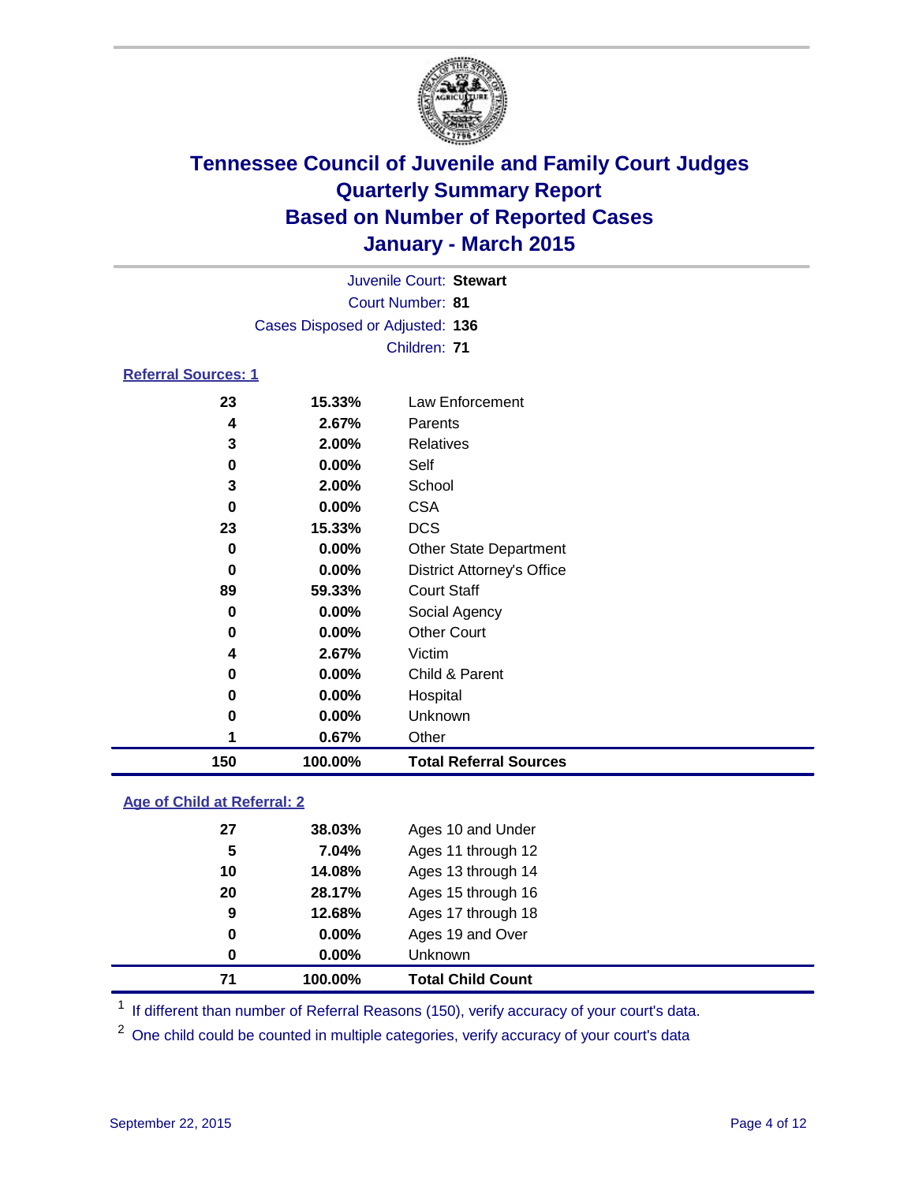# Tennessee Council of Juvenile and Family Court Judges
## Quarterly Summary Report
## Based on Number of Reported Cases
## January - March 2015

Juvenile Court: **Stewart**

Court Number: **81**

Cases Disposed or Adjusted: **136**

Children: **71**

### Referral Sources: 1

| | | |
|---|---|---|
| 23 | 15.33% | Law Enforcement |
| 4 | 2.67% | Parents |
| 3 | 2.00% | Relatives |
| 0 | 0.00% | Self |
| 3 | 2.00% | School |
| 0 | 0.00% | CSA |
| 23 | 15.33% | DCS |
| 0 | 0.00% | Other State Department |
| 0 | 0.00% | District Attorney's Office |
| 89 | 59.33% | Court Staff |
| 0 | 0.00% | Social Agency |
| 0 | 0.00% | Other Court |
| 4 | 2.67% | Victim |
| 0 | 0.00% | Child & Parent |
| 0 | 0.00% | Hospital |
| 0 | 0.00% | Unknown |
| 1 | 0.67% | Other |
| **150** | **100.00%** | **Total Referral Sources** |

### Age of Child at Referral: 2

| | | |
|---|---|---|
| 27 | 38.03% | Ages 10 and Under |
| 5 | 7.04% | Ages 11 through 12 |
| 10 | 14.08% | Ages 13 through 14 |
| 20 | 28.17% | Ages 15 through 16 |
| 9 | 12.68% | Ages 17 through 18 |
| 0 | 0.00% | Ages 19 and Over |
| 0 | 0.00% | Unknown |
| **71** | **100.00%** | **Total Child Count** |

[1] If different than number of Referral Reasons (150), verify accuracy of your court's data.

[2] One child could be counted in multiple categories, verify accuracy of your court's data

September 22, 2015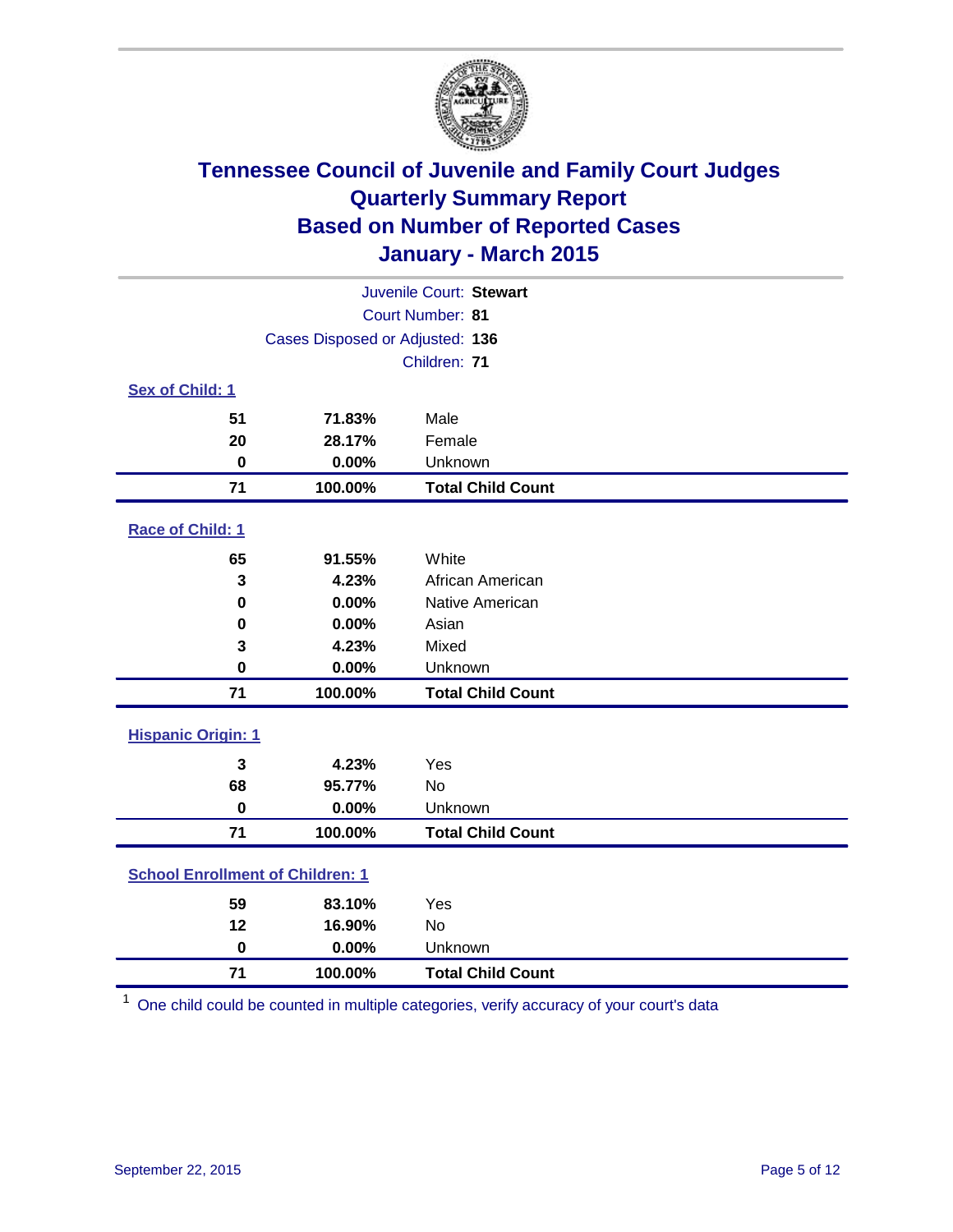# Tennessee Council of Juvenile and Family Court Judges
# Quarterly Summary Report
# Based on Number of Reported Cases
# January - March 2015

Juvenile Court: **Stewart**

Court Number: **81**

Cases Disposed or Adjusted: **136**

Children: **71**

## Sex of Child: 1

| Count | Percent | Category |
|---|---|---|
| 51 | 71.83% | Male |
| 20 | 28.17% | Female |
| 0 | 0.00% | Unknown |
| **71** | **100.00%** | **Total Child Count** |

## Race of Child: 1

| Count | Percent | Category |
|---|---|---|
| 65 | 91.55% | White |
| 3 | 4.23% | African American |
| 0 | 0.00% | Native American |
| 0 | 0.00% | Asian |
| 3 | 4.23% | Mixed |
| 0 | 0.00% | Unknown |
| **71** | **100.00%** | **Total Child Count** |

## Hispanic Origin: 1

| Count | Percent | Category |
|---|---|---|
| 3 | 4.23% | Yes |
| 68 | 95.77% | No |
| 0 | 0.00% | Unknown |
| **71** | **100.00%** | **Total Child Count** |

## School Enrollment of Children: 1

| Count | Percent | Category |
|---|---|---|
| 59 | 83.10% | Yes |
| 12 | 16.90% | No |
| 0 | 0.00% | Unknown |
| **71** | **100.00%** | **Total Child Count** |

[1] One child could be counted in multiple categories, verify accuracy of your court's data

September 22, 2015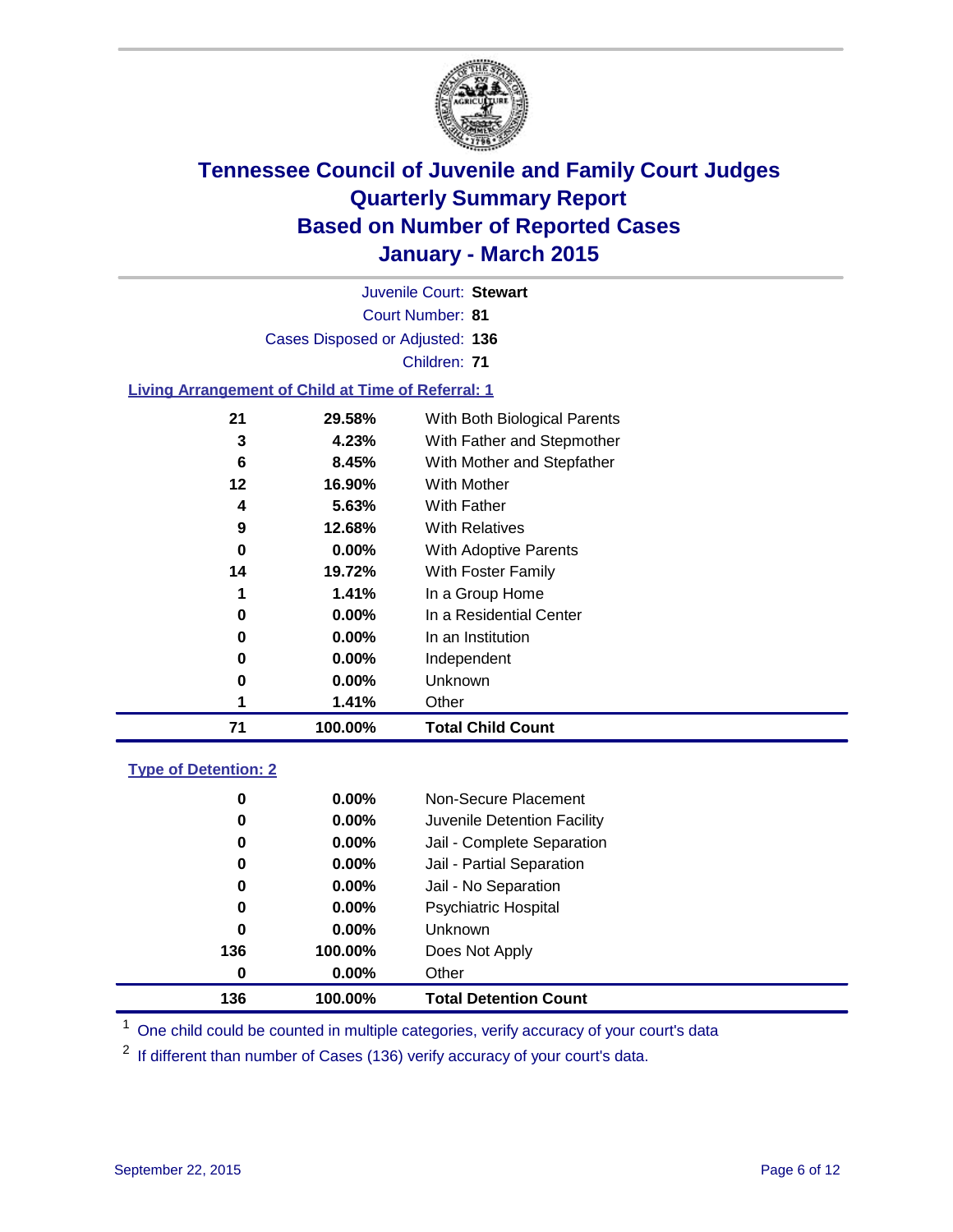# Tennessee Council of Juvenile and Family Court Judges
# Quarterly Summary Report
# Based on Number of Reported Cases
# January - March 2015

Juvenile Court: **Stewart**

Court Number: **81**

Cases Disposed or Adjusted: **136**

Children: **71**

### Living Arrangement of Child at Time of Referral: 1

| Count | Percent | Arrangement |
|---|---|---|
| 21 | 29.58% | With Both Biological Parents |
| 3 | 4.23% | With Father and Stepmother |
| 6 | 8.45% | With Mother and Stepfather |
| 12 | 16.90% | With Mother |
| 4 | 5.63% | With Father |
| 9 | 12.68% | With Relatives |
| 0 | 0.00% | With Adoptive Parents |
| 14 | 19.72% | With Foster Family |
| 1 | 1.41% | In a Group Home |
| 0 | 0.00% | In a Residential Center |
| 0 | 0.00% | In an Institution |
| 0 | 0.00% | Independent |
| 0 | 0.00% | Unknown |
| 1 | 1.41% | Other |
| **71** | **100.00%** | **Total Child Count** |

### Type of Detention: 2

| Count | Percent | Type |
|---|---|---|
| 0 | 0.00% | Non-Secure Placement |
| 0 | 0.00% | Juvenile Detention Facility |
| 0 | 0.00% | Jail - Complete Separation |
| 0 | 0.00% | Jail - Partial Separation |
| 0 | 0.00% | Jail - No Separation |
| 0 | 0.00% | Psychiatric Hospital |
| 0 | 0.00% | Unknown |
| 136 | 100.00% | Does Not Apply |
| 0 | 0.00% | Other |
| **136** | **100.00%** | **Total Detention Count** |

[1] One child could be counted in multiple categories, verify accuracy of your court's data

[2] If different than number of Cases (136) verify accuracy of your court's data.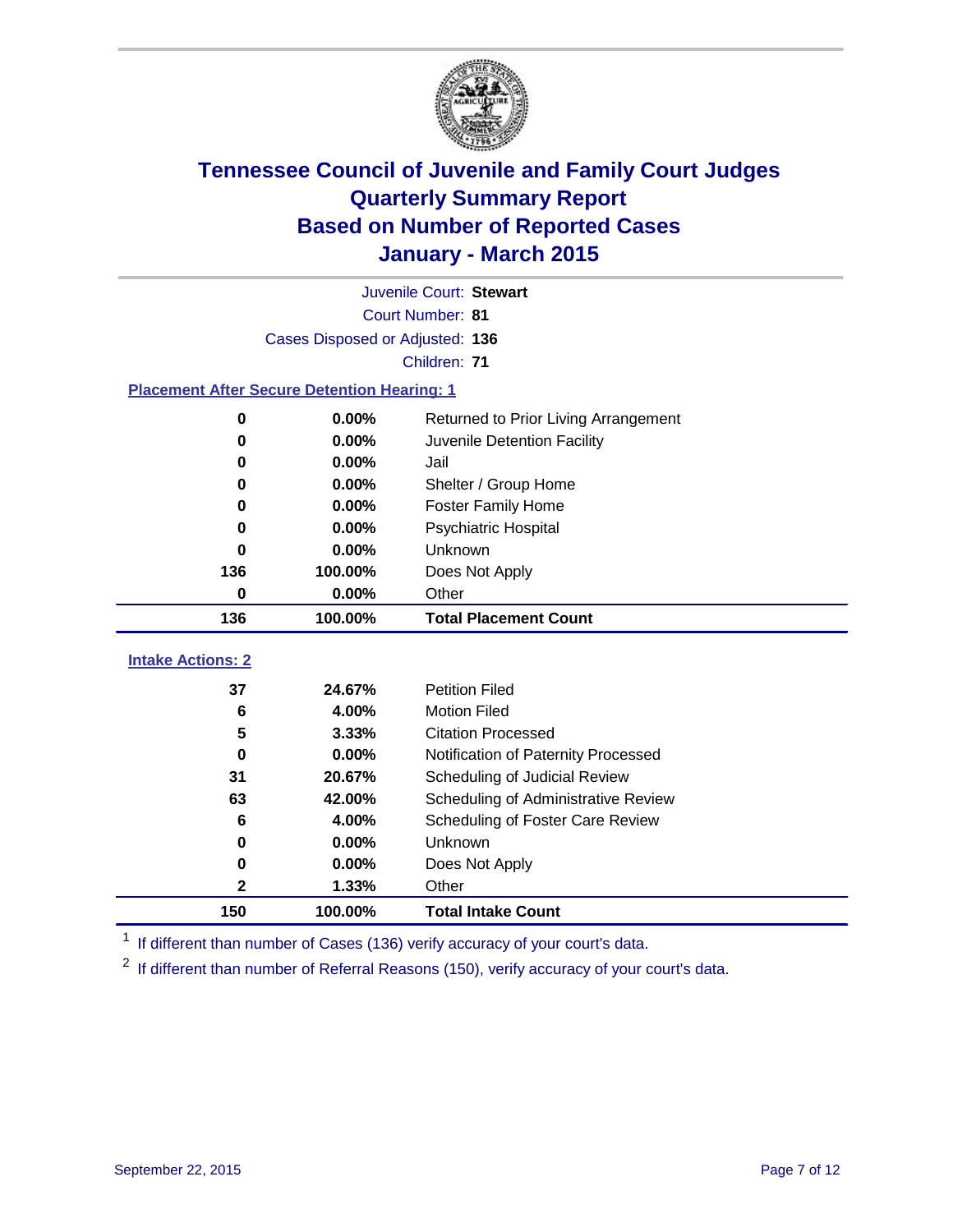# Tennessee Council of Juvenile and Family Court Judges
## Quarterly Summary Report
## Based on Number of Reported Cases
## January - March 2015

Juvenile Court: **Stewart**
Court Number: **81**
Cases Disposed or Adjusted: **136**
Children: **71**

### Placement After Secure Detention Hearing: 1

| Count | Percent | Placement |
|---|---|---|
| 0 | 0.00% | Returned to Prior Living Arrangement |
| 0 | 0.00% | Juvenile Detention Facility |
| 0 | 0.00% | Jail |
| 0 | 0.00% | Shelter / Group Home |
| 0 | 0.00% | Foster Family Home |
| 0 | 0.00% | Psychiatric Hospital |
| 0 | 0.00% | Unknown |
| 136 | 100.00% | Does Not Apply |
| 0 | 0.00% | Other |
| **136** | **100.00%** | **Total Placement Count** |

### Intake Actions: 2

| Count | Percent | Intake Action |
|---|---|---|
| 37 | 24.67% | Petition Filed |
| 6 | 4.00% | Motion Filed |
| 5 | 3.33% | Citation Processed |
| 0 | 0.00% | Notification of Paternity Processed |
| 31 | 20.67% | Scheduling of Judicial Review |
| 63 | 42.00% | Scheduling of Administrative Review |
| 6 | 4.00% | Scheduling of Foster Care Review |
| 0 | 0.00% | Unknown |
| 0 | 0.00% | Does Not Apply |
| 2 | 1.33% | Other |
| **150** | **100.00%** | **Total Intake Count** |

[1] If different than number of Cases (136) verify accuracy of your court's data.

[2] If different than number of Referral Reasons (150), verify accuracy of your court's data.

September 22, 2015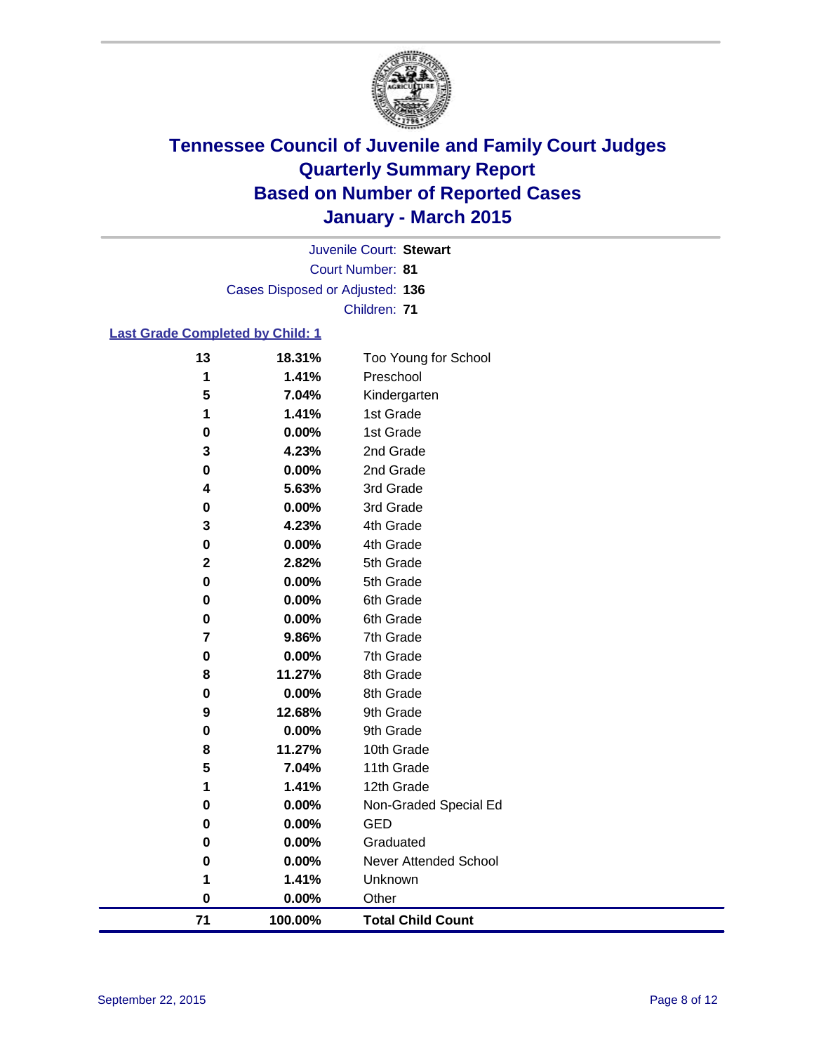# Tennessee Council of Juvenile and Family Court Judges
# Quarterly Summary Report
# Based on Number of Reported Cases
# January - March 2015

Juvenile Court: **Stewart**

Court Number: **81**

Cases Disposed or Adjusted: **136**

Children: **71**

## Last Grade Completed by Child: 1

| Count | Percent | Grade |
|---|---|---|
| 13 | 18.31% | Too Young for School |
| 1 | 1.41% | Preschool |
| 5 | 7.04% | Kindergarten |
| 1 | 1.41% | 1st Grade |
| 0 | 0.00% | 1st Grade |
| 3 | 4.23% | 2nd Grade |
| 0 | 0.00% | 2nd Grade |
| 4 | 5.63% | 3rd Grade |
| 0 | 0.00% | 3rd Grade |
| 3 | 4.23% | 4th Grade |
| 0 | 0.00% | 4th Grade |
| 2 | 2.82% | 5th Grade |
| 0 | 0.00% | 5th Grade |
| 0 | 0.00% | 6th Grade |
| 0 | 0.00% | 6th Grade |
| 7 | 9.86% | 7th Grade |
| 0 | 0.00% | 7th Grade |
| 8 | 11.27% | 8th Grade |
| 0 | 0.00% | 8th Grade |
| 9 | 12.68% | 9th Grade |
| 0 | 0.00% | 9th Grade |
| 8 | 11.27% | 10th Grade |
| 5 | 7.04% | 11th Grade |
| 1 | 1.41% | 12th Grade |
| 0 | 0.00% | Non-Graded Special Ed |
| 0 | 0.00% | GED |
| 0 | 0.00% | Graduated |
| 0 | 0.00% | Never Attended School |
| 1 | 1.41% | Unknown |
| 0 | 0.00% | Other |
| **71** | **100.00%** | **Total Child Count** |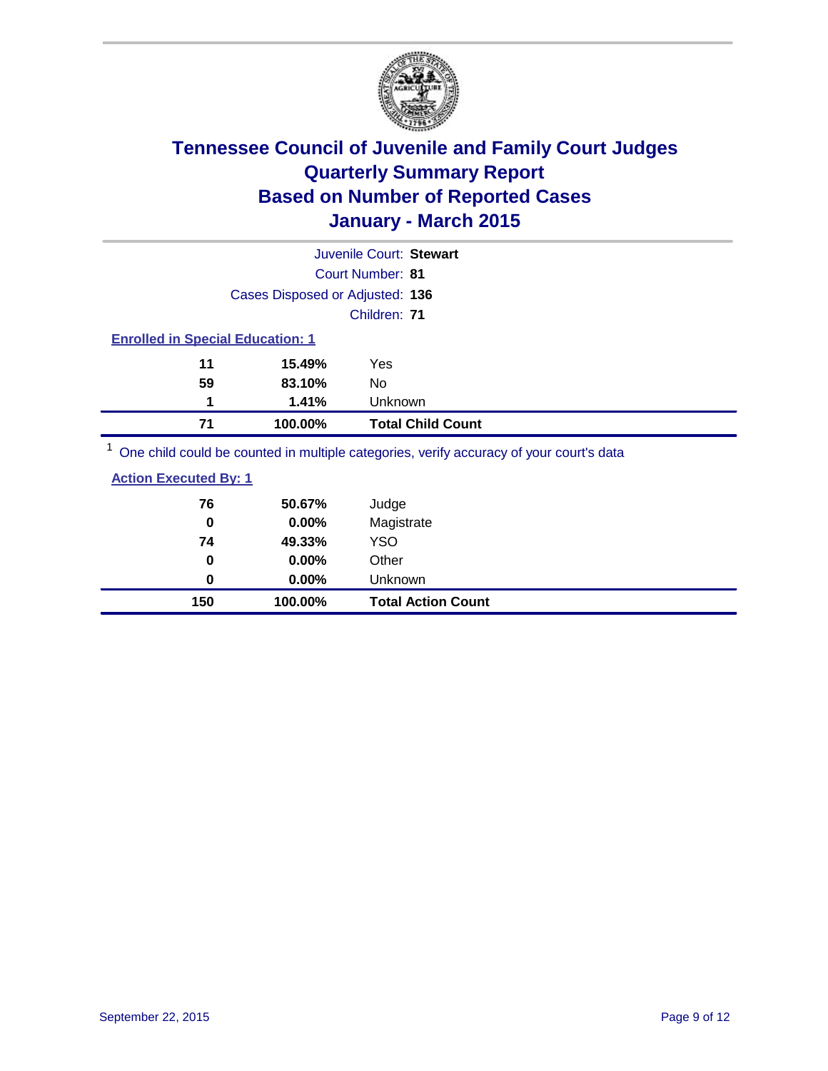# Tennessee Council of Juvenile and Family Court Judges
# Quarterly Summary Report
# Based on Number of Reported Cases
# January - March 2015

Juvenile Court: **Stewart**

Court Number: **81**

Cases Disposed or Adjusted: **136**

Children: **71**

**Enrolled in Special Education: 1**

| Count | Percent | Category |
|---|---|---|
| 11 | 15.49% | Yes |
| 59 | 83.10% | No |
| 1 | 1.41% | Unknown |
| **71** | **100.00%** | **Total Child Count** |

[1] One child could be counted in multiple categories, verify accuracy of your court's data

**Action Executed By: 1**

| Count | Percent | Category |
|---|---|---|
| 76 | 50.67% | Judge |
| 0 | 0.00% | Magistrate |
| 74 | 49.33% | YSO |
| 0 | 0.00% | Other |
| 0 | 0.00% | Unknown |
| **150** | **100.00%** | **Total Action Count** |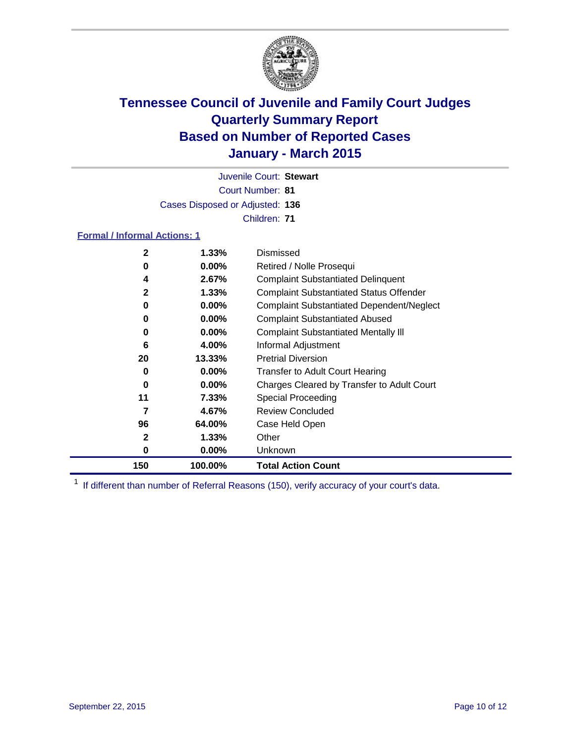# Tennessee Council of Juvenile and Family Court Judges
# Quarterly Summary Report
# Based on Number of Reported Cases
# January - March 2015

Juvenile Court: **Stewart**

Court Number: **81**

Cases Disposed or Adjusted: **136**

Children: **71**

**Formal / Informal Actions: 1**

| Count | Percent | Action |
|---|---|---|
| 2 | 1.33% | Dismissed |
| 0 | 0.00% | Retired / Nolle Prosequi |
| 4 | 2.67% | Complaint Substantiated Delinquent |
| 2 | 1.33% | Complaint Substantiated Status Offender |
| 0 | 0.00% | Complaint Substantiated Dependent/Neglect |
| 0 | 0.00% | Complaint Substantiated Abused |
| 0 | 0.00% | Complaint Substantiated Mentally Ill |
| 6 | 4.00% | Informal Adjustment |
| 20 | 13.33% | Pretrial Diversion |
| 0 | 0.00% | Transfer to Adult Court Hearing |
| 0 | 0.00% | Charges Cleared by Transfer to Adult Court |
| 11 | 7.33% | Special Proceeding |
| 7 | 4.67% | Review Concluded |
| 96 | 64.00% | Case Held Open |
| 2 | 1.33% | Other |
| 0 | 0.00% | Unknown |
| **150** | **100.00%** | **Total Action Count** |

[1] If different than number of Referral Reasons (150), verify accuracy of your court's data.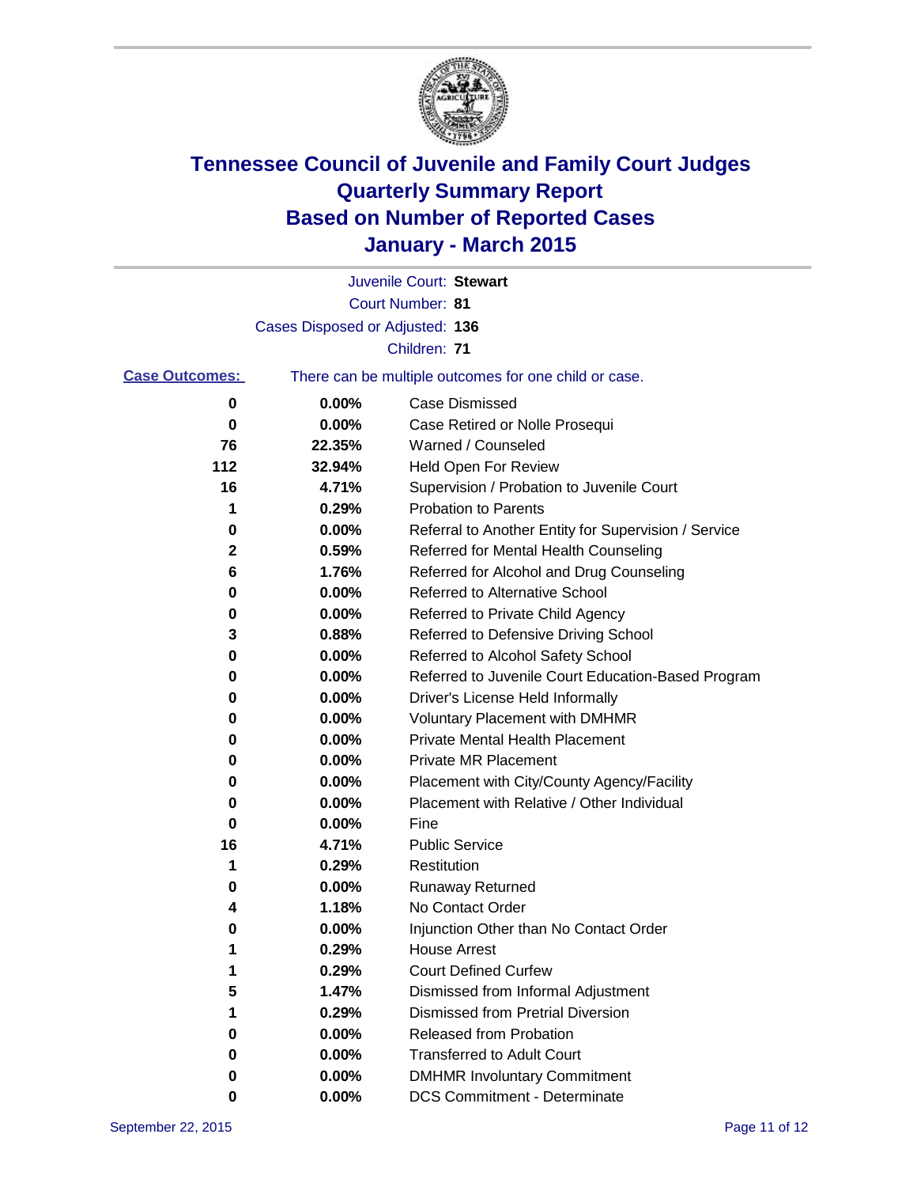# Tennessee Council of Juvenile and Family Court Judges
# Quarterly Summary Report
# Based on Number of Reported Cases
# January - March 2015

Juvenile Court: **Stewart**
Court Number: **81**
Cases Disposed or Adjusted: **136**
Children: **71**

**Case Outcomes:** There can be multiple outcomes for one child or case.

| Count | Percent | Outcome |
|---|---|---|
| 0 | 0.00% | Case Dismissed |
| 0 | 0.00% | Case Retired or Nolle Prosequi |
| 76 | 22.35% | Warned / Counseled |
| 112 | 32.94% | Held Open For Review |
| 16 | 4.71% | Supervision / Probation to Juvenile Court |
| 1 | 0.29% | Probation to Parents |
| 0 | 0.00% | Referral to Another Entity for Supervision / Service |
| 2 | 0.59% | Referred for Mental Health Counseling |
| 6 | 1.76% | Referred for Alcohol and Drug Counseling |
| 0 | 0.00% | Referred to Alternative School |
| 0 | 0.00% | Referred to Private Child Agency |
| 3 | 0.88% | Referred to Defensive Driving School |
| 0 | 0.00% | Referred to Alcohol Safety School |
| 0 | 0.00% | Referred to Juvenile Court Education-Based Program |
| 0 | 0.00% | Driver's License Held Informally |
| 0 | 0.00% | Voluntary Placement with DMHMR |
| 0 | 0.00% | Private Mental Health Placement |
| 0 | 0.00% | Private MR Placement |
| 0 | 0.00% | Placement with City/County Agency/Facility |
| 0 | 0.00% | Placement with Relative / Other Individual |
| 0 | 0.00% | Fine |
| 16 | 4.71% | Public Service |
| 1 | 0.29% | Restitution |
| 0 | 0.00% | Runaway Returned |
| 4 | 1.18% | No Contact Order |
| 0 | 0.00% | Injunction Other than No Contact Order |
| 1 | 0.29% | House Arrest |
| 1 | 0.29% | Court Defined Curfew |
| 5 | 1.47% | Dismissed from Informal Adjustment |
| 1 | 0.29% | Dismissed from Pretrial Diversion |
| 0 | 0.00% | Released from Probation |
| 0 | 0.00% | Transferred to Adult Court |
| 0 | 0.00% | DMHMR Involuntary Commitment |
| 0 | 0.00% | DCS Commitment - Determinate |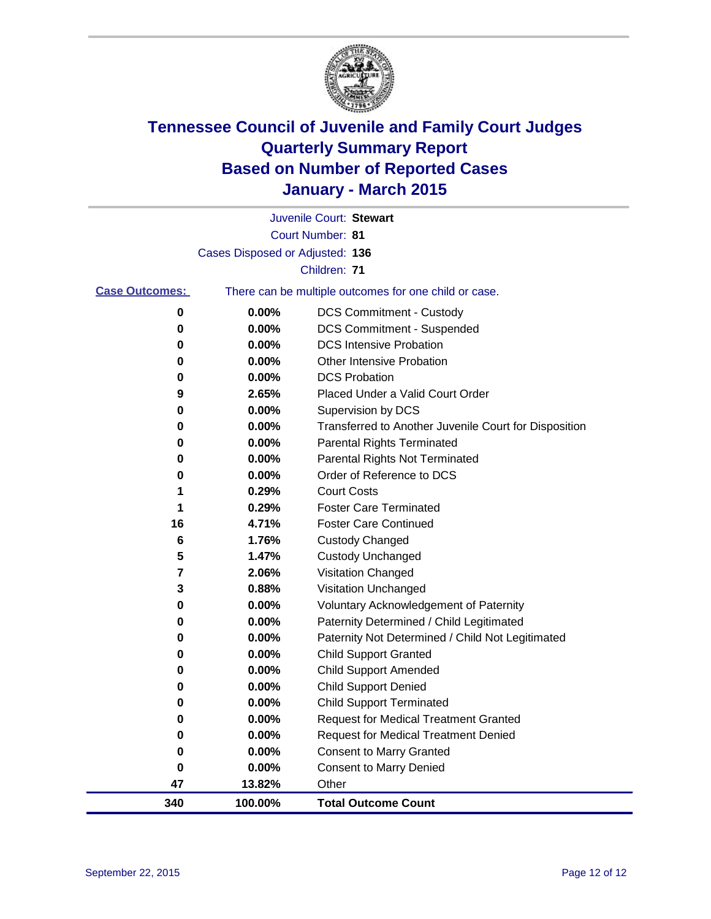# Tennessee Council of Juvenile and Family Court Judges
## Quarterly Summary Report
## Based on Number of Reported Cases
## January - March 2015

Juvenile Court: **Stewart**

Court Number: **81**

Cases Disposed or Adjusted: **136**

Children: **71**

**Case Outcomes:** There can be multiple outcomes for one child or case.

| | | |
|---|---|---|
| 0 | 0.00% | DCS Commitment - Custody |
| 0 | 0.00% | DCS Commitment - Suspended |
| 0 | 0.00% | DCS Intensive Probation |
| 0 | 0.00% | Other Intensive Probation |
| 0 | 0.00% | DCS Probation |
| 9 | 2.65% | Placed Under a Valid Court Order |
| 0 | 0.00% | Supervision by DCS |
| 0 | 0.00% | Transferred to Another Juvenile Court for Disposition |
| 0 | 0.00% | Parental Rights Terminated |
| 0 | 0.00% | Parental Rights Not Terminated |
| 0 | 0.00% | Order of Reference to DCS |
| 1 | 0.29% | Court Costs |
| 1 | 0.29% | Foster Care Terminated |
| 16 | 4.71% | Foster Care Continued |
| 6 | 1.76% | Custody Changed |
| 5 | 1.47% | Custody Unchanged |
| 7 | 2.06% | Visitation Changed |
| 3 | 0.88% | Visitation Unchanged |
| 0 | 0.00% | Voluntary Acknowledgement of Paternity |
| 0 | 0.00% | Paternity Determined / Child Legitimated |
| 0 | 0.00% | Paternity Not Determined / Child Not Legitimated |
| 0 | 0.00% | Child Support Granted |
| 0 | 0.00% | Child Support Amended |
| 0 | 0.00% | Child Support Denied |
| 0 | 0.00% | Child Support Terminated |
| 0 | 0.00% | Request for Medical Treatment Granted |
| 0 | 0.00% | Request for Medical Treatment Denied |
| 0 | 0.00% | Consent to Marry Granted |
| 0 | 0.00% | Consent to Marry Denied |
| 47 | 13.82% | Other |
| **340** | **100.00%** | **Total Outcome Count** |

September 22, 2015